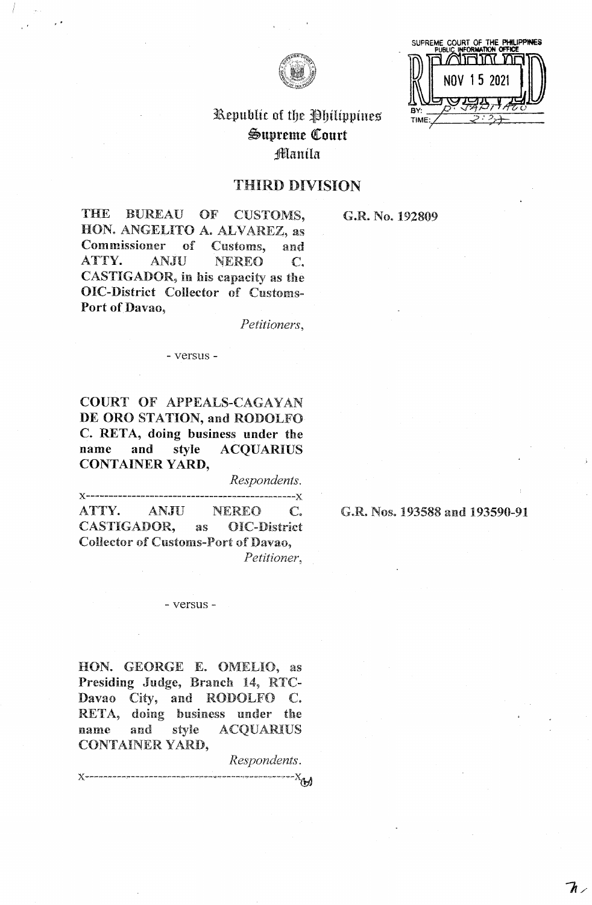SUPREME COURT OF THE PHILIPPINES
PUBLIC INFORMATION OFFICE

RECEIVED
NOV 15 2021
BY:
TIME:

Republic of the Philippines
Supreme Court
Manila

## THIRD DIVISION

**THE BUREAU OF CUSTOMS, HON. ANGELITO A. ALVAREZ, as Commissioner of Customs, and ATTY. ANJU NEREO C. CASTIGADOR, in his capacity as the OIC-District Collector of Customs-Port of Davao,**

*Petitioners,*

**G.R. No. 192809**

\- versus -

**COURT OF APPEALS-CAGAYAN DE ORO STATION, and RODOLFO C. RETA, doing business under the name and style ACQUARIUS CONTAINER YARD,**

*Respondents.*

x-------------------------------------------x

**ATTY. ANJU NEREO C. CASTIGADOR, as OIC-District Collector of Customs-Port of Davao,**

*Petitioner,*

**G.R. Nos. 193588 and 193590-91**

\- versus -

**HON. GEORGE E. OMELIO, as Presiding Judge, Branch 14, RTC-Davao City, and RODOLFO C. RETA, doing business under the name and style ACQUARIUS CONTAINER YARD,**

*Respondents.*

x-------------------------------------------x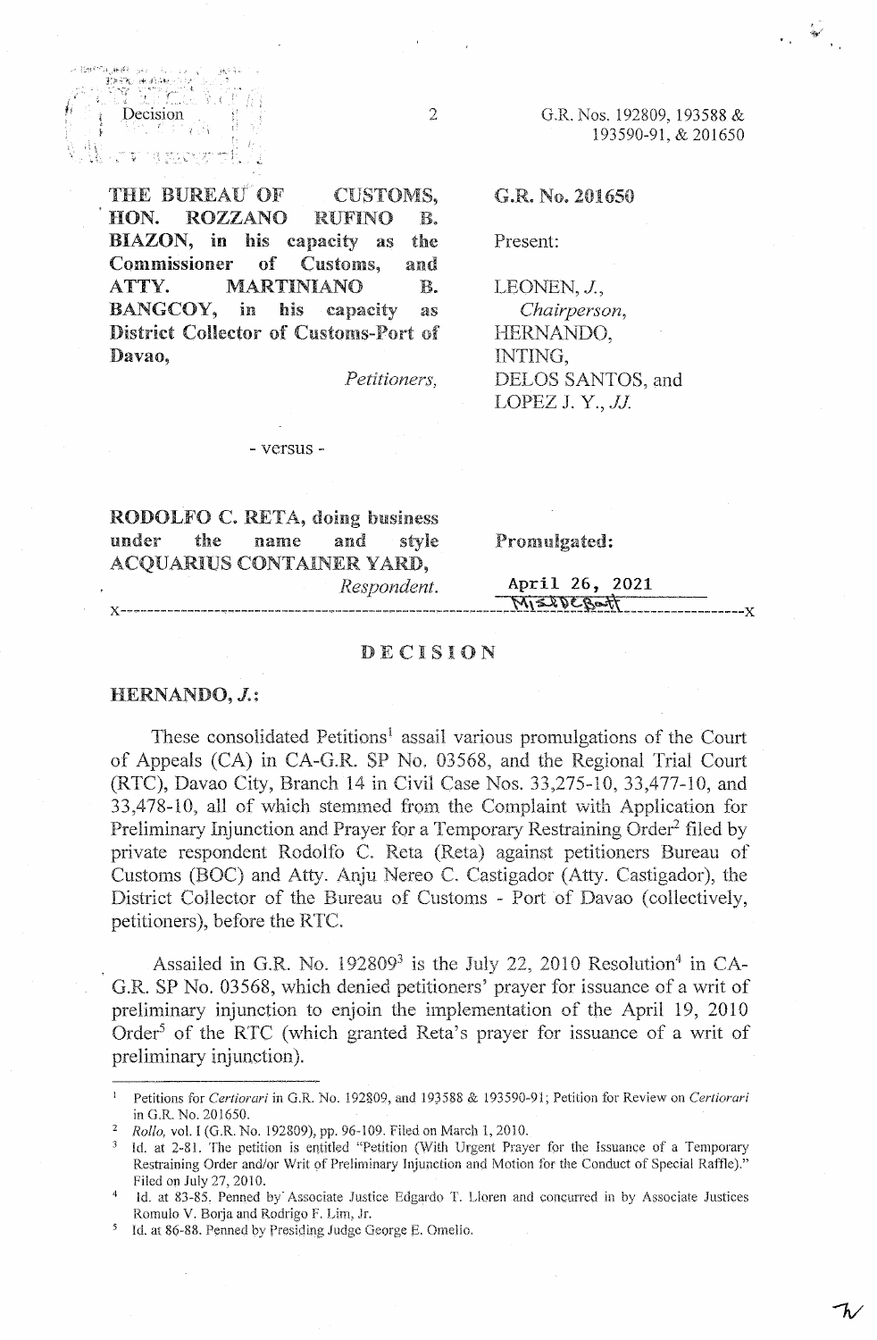THE BUREAU OF CUSTOMS, HON. ROZZANO RUFINO B. BIAZON, in his capacity as the Commissioner of Customs, and ATTY. MARTINIANO B. BANGCOY, in his capacity as District Collector of Customs-Port of Davao,

*Petitioners,*

G.R. No. 201650

Present:

LEONEN, *J.*,
*Chairperson,*
HERNANDO,
INTING,
DELOS SANTOS, and
LOPEZ J. Y., *JJ.*

- versus -

RODOLFO C. RETA, doing business under the name and style ACQUARIUS CONTAINER YARD,

*Respondent.*

Promulgated:

April 26, 2021

x-----------------------------------------------------------------------------------------x

# DECISION

**HERNANDO, *J.*:**

These consolidated Petitions[1] assail various promulgations of the Court of Appeals (CA) in CA-G.R. SP No. 03568, and the Regional Trial Court (RTC), Davao City, Branch 14 in Civil Case Nos. 33,275-10, 33,477-10, and 33,478-10, all of which stemmed from the Complaint with Application for Preliminary Injunction and Prayer for a Temporary Restraining Order[2] filed by private respondent Rodolfo C. Reta (Reta) against petitioners Bureau of Customs (BOC) and Atty. Anju Nereo C. Castigador (Atty. Castigador), the District Collector of the Bureau of Customs - Port of Davao (collectively, petitioners), before the RTC.

Assailed in G.R. No. 192809[3] is the July 22, 2010 Resolution[4] in CA-G.R. SP No. 03568, which denied petitioners' prayer for issuance of a writ of preliminary injunction to enjoin the implementation of the April 19, 2010 Order[5] of the RTC (which granted Reta's prayer for issuance of a writ of preliminary injunction).

---

[1] Petitions for *Certiorari* in G.R. No. 192809, and 193588 & 193590-91; Petition for Review on *Certiorari* in G.R. No. 201650.

[2] *Rollo*, vol. I (G.R. No. 192809), pp. 96-109. Filed on March 1, 2010.

[3] Id. at 2-81. The petition is entitled "Petition (With Urgent Prayer for the Issuance of a Temporary Restraining Order and/or Writ of Preliminary Injunction and Motion for the Conduct of Special Raffle)." Filed on July 27, 2010.

[4] Id. at 83-85. Penned by Associate Justice Edgardo T. Lloren and concurred in by Associate Justices Romulo V. Borja and Rodrigo F. Lim, Jr.

[5] Id. at 86-88. Penned by Presiding Judge George E. Omelio.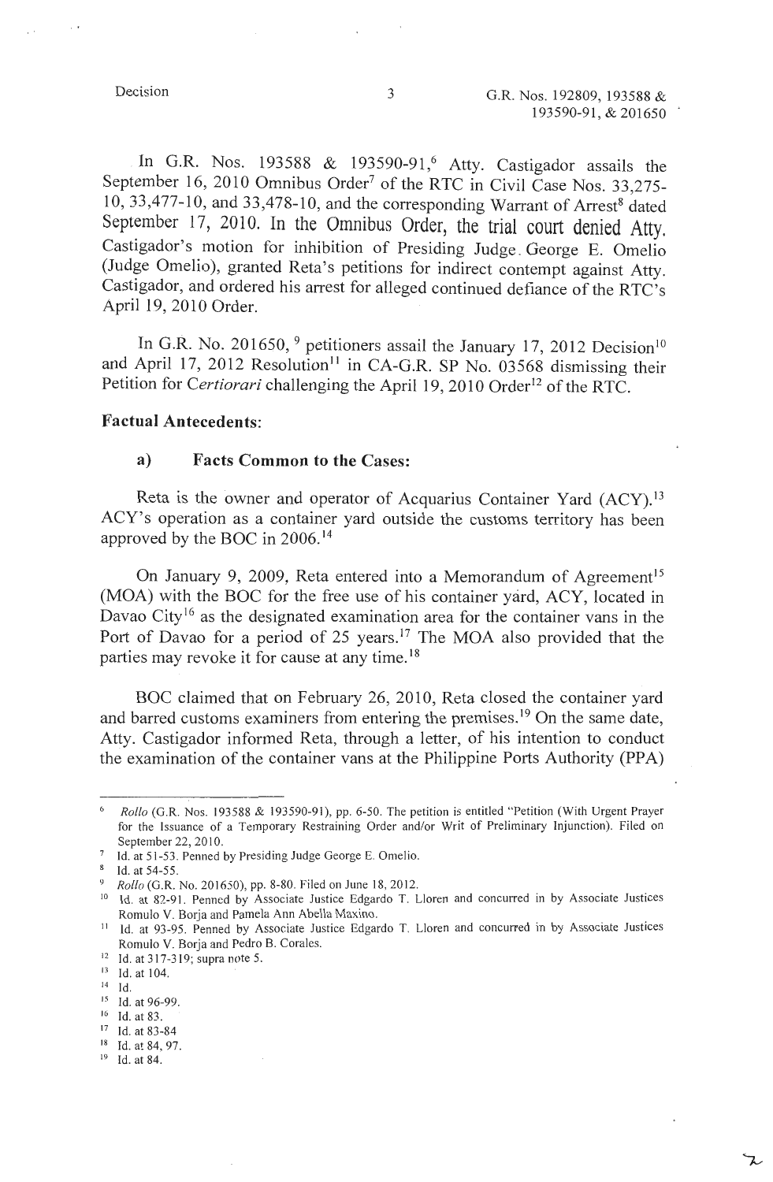In G.R. Nos. 193588 & 193590-91,[6] Atty. Castigador assails the September 16, 2010 Omnibus Order[7] of the RTC in Civil Case Nos. 33,275-10, 33,477-10, and 33,478-10, and the corresponding Warrant of Arrest[8] dated September 17, 2010. In the Omnibus Order, the trial court denied Atty. Castigador's motion for inhibition of Presiding Judge. George E. Omelio (Judge Omelio), granted Reta's petitions for indirect contempt against Atty. Castigador, and ordered his arrest for alleged continued defiance of the RTC's April 19, 2010 Order.

In G.R. No. 201650,[9] petitioners assail the January 17, 2012 Decision[10] and April 17, 2012 Resolution[11] in CA-G.R. SP No. 03568 dismissing their Petition for *Certiorari* challenging the April 19, 2010 Order[12] of the RTC.

**Factual Antecedents:**

**a) Facts Common to the Cases:**

Reta is the owner and operator of Acquarius Container Yard (ACY).[13] ACY's operation as a container yard outside the customs territory has been approved by the BOC in 2006.[14]

On January 9, 2009, Reta entered into a Memorandum of Agreement[15] (MOA) with the BOC for the free use of his container yard, ACY, located in Davao City[16] as the designated examination area for the container vans in the Port of Davao for a period of 25 years.[17] The MOA also provided that the parties may revoke it for cause at any time.[18]

BOC claimed that on February 26, 2010, Reta closed the container yard and barred customs examiners from entering the premises.[19] On the same date, Atty. Castigador informed Reta, through a letter, of his intention to conduct the examination of the container vans at the Philippine Ports Authority (PPA)

---

[6] *Rollo* (G.R. Nos. 193588 & 193590-91), pp. 6-50. The petition is entitled "Petition (With Urgent Prayer for the Issuance of a Temporary Restraining Order and/or Writ of Preliminary Injunction). Filed on September 22, 2010.

[7] Id. at 51-53. Penned by Presiding Judge George E. Omelio.

[8] Id. at 54-55.

[9] *Rollo* (G.R. No. 201650), pp. 8-80. Filed on June 18, 2012.

[10] Id. at 82-91. Penned by Associate Justice Edgardo T. Lloren and concurred in by Associate Justices Romulo V. Borja and Pamela Ann Abella Maxino.

[11] Id. at 93-95. Penned by Associate Justice Edgardo T. Lloren and concurred in by Associate Justices Romulo V. Borja and Pedro B. Corales.

[12] Id. at 317-319; supra note 5.

[13] Id. at 104.

[14] Id.

[15] Id. at 96-99.

[16] Id. at 83.

[17] Id. at 83-84

[18] Id. at 84, 97.

[19] Id. at 84.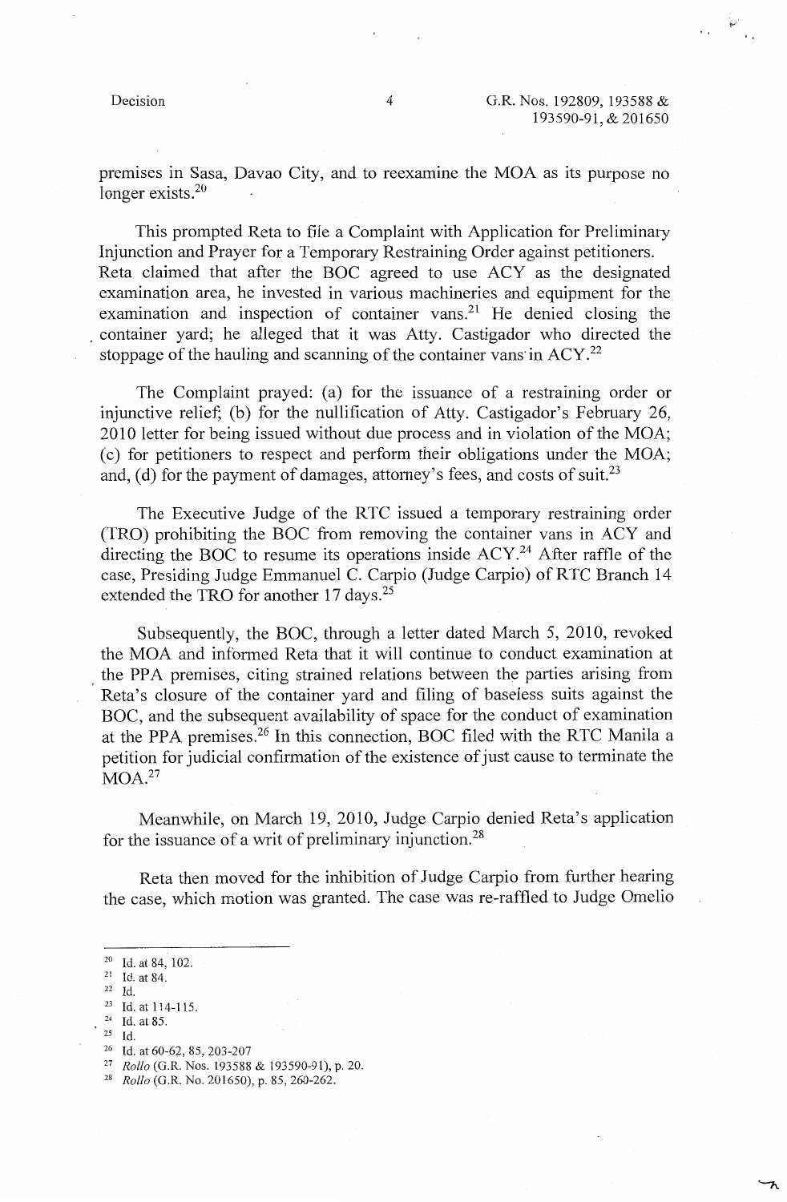premises in Sasa, Davao City, and to reexamine the MOA as its purpose no longer exists.[20]

This prompted Reta to file a Complaint with Application for Preliminary Injunction and Prayer for a Temporary Restraining Order against petitioners. Reta claimed that after the BOC agreed to use ACY as the designated examination area, he invested in various machineries and equipment for the examination and inspection of container vans.[21] He denied closing the container yard; he alleged that it was Atty. Castigador who directed the stoppage of the hauling and scanning of the container vans in ACY.[22]

The Complaint prayed: (a) for the issuance of a restraining order or injunctive relief; (b) for the nullification of Atty. Castigador's February 26, 2010 letter for being issued without due process and in violation of the MOA; (c) for petitioners to respect and perform their obligations under the MOA; and, (d) for the payment of damages, attorney's fees, and costs of suit.[23]

The Executive Judge of the RTC issued a temporary restraining order (TRO) prohibiting the BOC from removing the container vans in ACY and directing the BOC to resume its operations inside ACY.[24] After raffle of the case, Presiding Judge Emmanuel C. Carpio (Judge Carpio) of RTC Branch 14 extended the TRO for another 17 days.[25]

Subsequently, the BOC, through a letter dated March 5, 2010, revoked the MOA and informed Reta that it will continue to conduct examination at the PPA premises, citing strained relations between the parties arising from Reta's closure of the container yard and filing of baseless suits against the BOC, and the subsequent availability of space for the conduct of examination at the PPA premises.[26] In this connection, BOC filed with the RTC Manila a petition for judicial confirmation of the existence of just cause to terminate the MOA.[27]

Meanwhile, on March 19, 2010, Judge Carpio denied Reta's application for the issuance of a writ of preliminary injunction.[28]

Reta then moved for the inhibition of Judge Carpio from further hearing the case, which motion was granted. The case was re-raffled to Judge Omelio

---

[20] Id. at 84, 102.

[21] Id. at 84.

[22] Id.

[23] Id. at 114-115.

[24] Id. at 85.

[25] Id.

[26] Id. at 60-62, 85, 203-207

[27] *Rollo* (G.R. Nos. 193588 & 193590-91), p. 20.

[28] *Rollo* (G.R. No. 201650), p. 85, 260-262.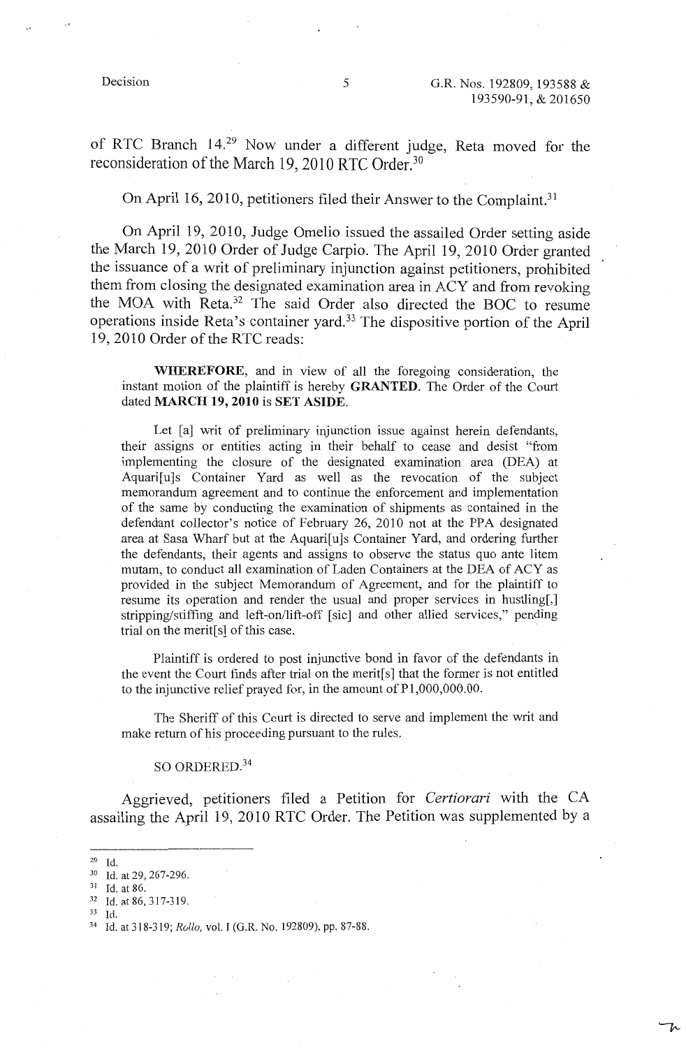of RTC Branch 14.[29] Now under a different judge, Reta moved for the reconsideration of the March 19, 2010 RTC Order.[30]

On April 16, 2010, petitioners filed their Answer to the Complaint.[31]

On April 19, 2010, Judge Omelio issued the assailed Order setting aside the March 19, 2010 Order of Judge Carpio. The April 19, 2010 Order granted the issuance of a writ of preliminary injunction against petitioners, prohibited them from closing the designated examination area in ACY and from revoking the MOA with Reta.[32] The said Order also directed the BOC to resume operations inside Reta's container yard.[33] The dispositive portion of the April 19, 2010 Order of the RTC reads:

> **WHEREFORE**, and in view of all the foregoing consideration, the instant motion of the plaintiff is hereby **GRANTED**. The Order of the Court dated **MARCH 19, 2010** is **SET ASIDE**.
>
> Let [a] writ of preliminary injunction issue against herein defendants, their assigns or entities acting in their behalf to cease and desist "from implementing the closure of the designated examination area (DEA) at Aquari[u]s Container Yard as well as the revocation of the subject memorandum agreement and to continue the enforcement and implementation of the same by conducting the examination of shipments as contained in the defendant collector's notice of February 26, 2010 not at the PPA designated area at Sasa Wharf but at the Aquari[u]s Container Yard, and ordering further the defendants, their agents and assigns to observe the status quo ante litem mutam, to conduct all examination of Laden Containers at the DEA of ACY as provided in the subject Memorandum of Agreement, and for the plaintiff to resume its operation and render the usual and proper services in hustling[,] stripping/stiffing and left-on/lift-off [sic] and other allied services," pending trial on the merit[s] of this case.
>
> Plaintiff is ordered to post injunctive bond in favor of the defendants in the event the Court finds after trial on the merit[s] that the former is not entitled to the injunctive relief prayed for, in the amount of P1,000,000.00.
>
> The Sheriff of this Court is directed to serve and implement the writ and make return of his proceeding pursuant to the rules.
>
> SO ORDERED.[34]

Aggrieved, petitioners filed a Petition for *Certiorari* with the CA assailing the April 19, 2010 RTC Order. The Petition was supplemented by a

---

[29] Id.

[30] Id. at 29, 267-296.

[31] Id. at 86.

[32] Id. at 86, 317-319.

[33] Id.

[34] Id. at 318-319; *Rollo*, vol. I (G.R. No. 192809), pp. 87-88.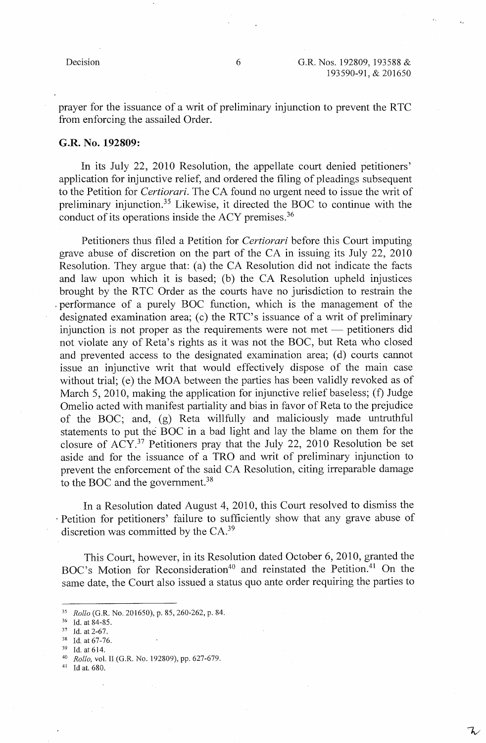prayer for the issuance of a writ of preliminary injunction to prevent the RTC from enforcing the assailed Order.

**G.R. No. 192809:**

In its July 22, 2010 Resolution, the appellate court denied petitioners' application for injunctive relief, and ordered the filing of pleadings subsequent to the Petition for *Certiorari*. The CA found no urgent need to issue the writ of preliminary injunction.[35] Likewise, it directed the BOC to continue with the conduct of its operations inside the ACY premises.[36]

Petitioners thus filed a Petition for *Certiorari* before this Court imputing grave abuse of discretion on the part of the CA in issuing its July 22, 2010 Resolution. They argue that: (a) the CA Resolution did not indicate the facts and law upon which it is based; (b) the CA Resolution upheld injustices brought by the RTC Order as the courts have no jurisdiction to restrain the performance of a purely BOC function, which is the management of the designated examination area; (c) the RTC's issuance of a writ of preliminary injunction is not proper as the requirements were not met — petitioners did not violate any of Reta's rights as it was not the BOC, but Reta who closed and prevented access to the designated examination area; (d) courts cannot issue an injunctive writ that would effectively dispose of the main case without trial; (e) the MOA between the parties has been validly revoked as of March 5, 2010, making the application for injunctive relief baseless; (f) Judge Omelio acted with manifest partiality and bias in favor of Reta to the prejudice of the BOC; and, (g) Reta willfully and maliciously made untruthful statements to put the BOC in a bad light and lay the blame on them for the closure of ACY.[37] Petitioners pray that the July 22, 2010 Resolution be set aside and for the issuance of a TRO and writ of preliminary injunction to prevent the enforcement of the said CA Resolution, citing irreparable damage to the BOC and the government.[38]

In a Resolution dated August 4, 2010, this Court resolved to dismiss the Petition for petitioners' failure to sufficiently show that any grave abuse of discretion was committed by the CA.[39]

This Court, however, in its Resolution dated October 6, 2010, granted the BOC's Motion for Reconsideration[40] and reinstated the Petition.[41] On the same date, the Court also issued a status quo ante order requiring the parties to

---

[35] *Rollo* (G.R. No. 201650), p. 85, 260-262, p. 84.

[36] Id. at 84-85.

[37] Id. at 2-67.

[38] Id. at 67-76.

[39] Id. at 614.

[40] *Rollo*, vol. II (G.R. No. 192809), pp. 627-679.

[41] Id at. 680.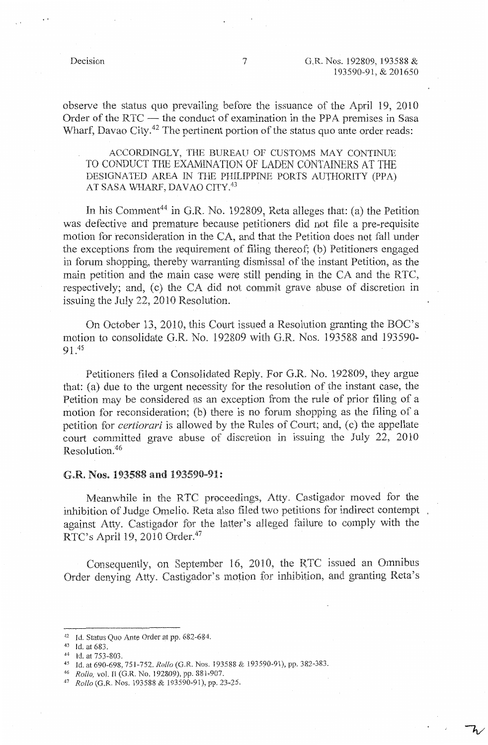observe the status quo prevailing before the issuance of the April 19, 2010 Order of the RTC — the conduct of examination in the PPA premises in Sasa Wharf, Davao City.[42] The pertinent portion of the status quo ante order reads:

> ACCORDINGLY, THE BUREAU OF CUSTOMS MAY CONTINUE TO CONDUCT THE EXAMINATION OF LADEN CONTAINERS AT THE DESIGNATED AREA IN THE PHILIPPINE PORTS AUTHORITY (PPA) AT SASA WHARF, DAVAO CITY.[43]

In his Comment[44] in G.R. No. 192809, Reta alleges that: (a) the Petition was defective and premature because petitioners did not file a pre-requisite motion for reconsideration in the CA, and that the Petition does not fall under the exceptions from the requirement of filing thereof; (b) Petitioners engaged in forum shopping, thereby warranting dismissal of the instant Petition, as the main petition and the main case were still pending in the CA and the RTC, respectively; and, (c) the CA did not commit grave abuse of discretion in issuing the July 22, 2010 Resolution.

On October 13, 2010, this Court issued a Resolution granting the BOC's motion to consolidate G.R. No. 192809 with G.R. Nos. 193588 and 193590-91.[45]

Petitioners filed a Consolidated Reply. For G.R. No. 192809, they argue that: (a) due to the urgent necessity for the resolution of the instant case, the Petition may be considered as an exception from the rule of prior filing of a motion for reconsideration; (b) there is no forum shopping as the filing of a petition for *certiorari* is allowed by the Rules of Court; and, (c) the appellate court committed grave abuse of discretion in issuing the July 22, 2010 Resolution.[46]

**G.R. Nos. 193588 and 193590-91:**

Meanwhile in the RTC proceedings, Atty. Castigador moved for the inhibition of Judge Omelio. Reta also filed two petitions for indirect contempt against Atty. Castigador for the latter's alleged failure to comply with the RTC's April 19, 2010 Order.[47]

Consequently, on September 16, 2010, the RTC issued an Omnibus Order denying Atty. Castigador's motion for inhibition, and granting Reta's

---

[42] Id. Status Quo Ante Order at pp. 682-684.

[43] Id. at 683.

[44] Id. at 753-803.

[45] Id. at 690-698, 751-752. *Rollo* (G.R. Nos. 193588 & 193590-91), pp. 382-383.

[46] *Rollo*, vol. II (G.R. No. 192809), pp. 881-907.

[47] *Rollo* (G.R. Nos. 193588 & 193590-91), pp. 23-25.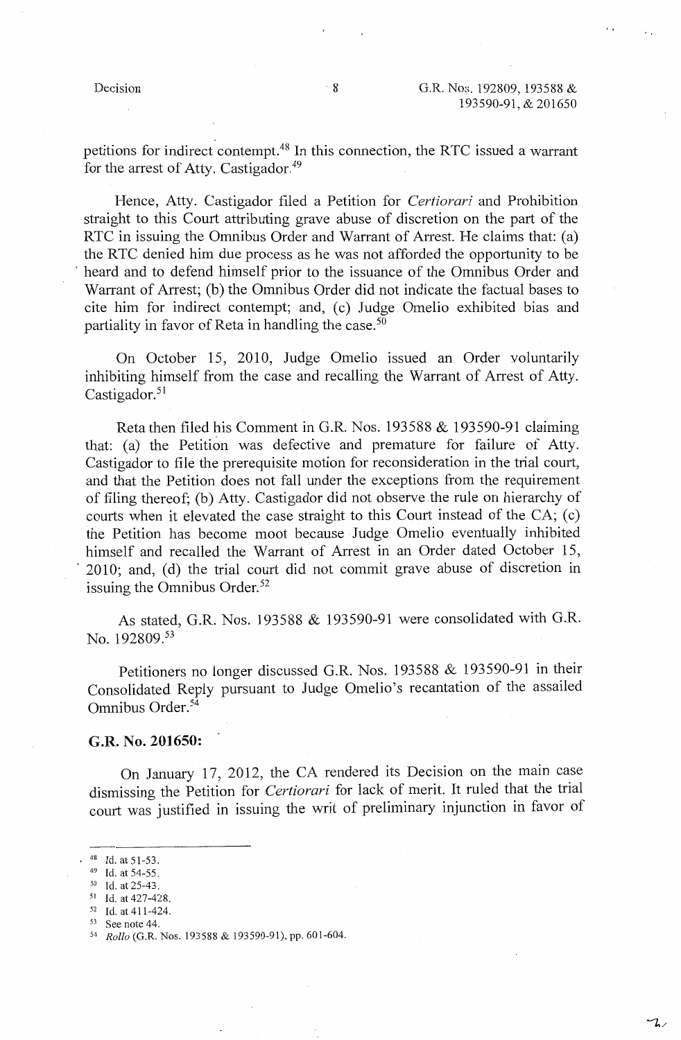petitions for indirect contempt.[48] In this connection, the RTC issued a warrant for the arrest of Atty. Castigador.[49]

Hence, Atty. Castigador filed a Petition for *Certiorari* and Prohibition straight to this Court attributing grave abuse of discretion on the part of the RTC in issuing the Omnibus Order and Warrant of Arrest. He claims that: (a) the RTC denied him due process as he was not afforded the opportunity to be heard and to defend himself prior to the issuance of the Omnibus Order and Warrant of Arrest; (b) the Omnibus Order did not indicate the factual bases to cite him for indirect contempt; and, (c) Judge Omelio exhibited bias and partiality in favor of Reta in handling the case.[50]

On October 15, 2010, Judge Omelio issued an Order voluntarily inhibiting himself from the case and recalling the Warrant of Arrest of Atty. Castigador.[51]

Reta then filed his Comment in G.R. Nos. 193588 & 193590-91 claiming that: (a) the Petition was defective and premature for failure of Atty. Castigador to file the prerequisite motion for reconsideration in the trial court, and that the Petition does not fall under the exceptions from the requirement of filing thereof; (b) Atty. Castigador did not observe the rule on hierarchy of courts when it elevated the case straight to this Court instead of the CA; (c) the Petition has become moot because Judge Omelio eventually inhibited himself and recalled the Warrant of Arrest in an Order dated October 15, 2010; and, (d) the trial court did not commit grave abuse of discretion in issuing the Omnibus Order.[52]

As stated, G.R. Nos. 193588 & 193590-91 were consolidated with G.R. No. 192809.[53]

Petitioners no longer discussed G.R. Nos. 193588 & 193590-91 in their Consolidated Reply pursuant to Judge Omelio's recantation of the assailed Omnibus Order.[54]

**G.R. No. 201650:**

On January 17, 2012, the CA rendered its Decision on the main case dismissing the Petition for *Certiorari* for lack of merit. It ruled that the trial court was justified in issuing the writ of preliminary injunction in favor of

---

[48] Id. at 51-53.

[49] Id. at 54-55.

[50] Id. at 25-43.

[51] Id. at 427-428.

[52] Id. at 411-424.

[53] See note 44.

[54] *Rollo* (G.R. Nos. 193588 & 193590-91), pp. 601-604.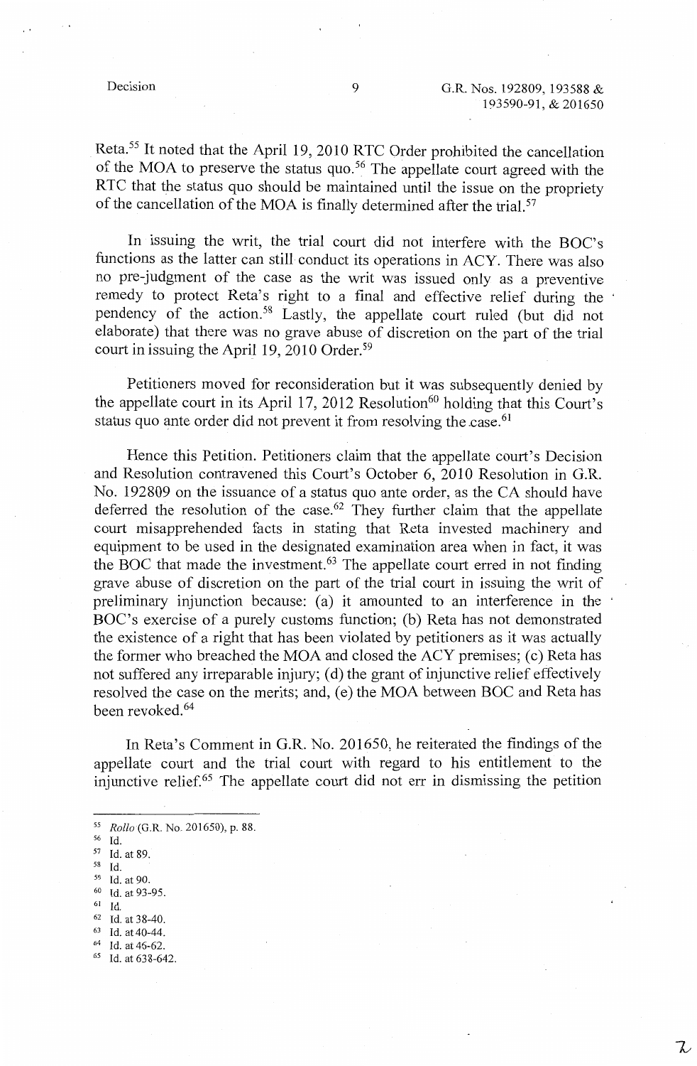Reta.[55] It noted that the April 19, 2010 RTC Order prohibited the cancellation of the MOA to preserve the status quo.[56] The appellate court agreed with the RTC that the status quo should be maintained until the issue on the propriety of the cancellation of the MOA is finally determined after the trial.[57]

In issuing the writ, the trial court did not interfere with the BOC's functions as the latter can still conduct its operations in ACY. There was also no pre-judgment of the case as the writ was issued only as a preventive remedy to protect Reta's right to a final and effective relief during the pendency of the action.[58] Lastly, the appellate court ruled (but did not elaborate) that there was no grave abuse of discretion on the part of the trial court in issuing the April 19, 2010 Order.[59]

Petitioners moved for reconsideration but it was subsequently denied by the appellate court in its April 17, 2012 Resolution[60] holding that this Court's status quo ante order did not prevent it from resolving the case.[61]

Hence this Petition. Petitioners claim that the appellate court's Decision and Resolution contravened this Court's October 6, 2010 Resolution in G.R. No. 192809 on the issuance of a status quo ante order, as the CA should have deferred the resolution of the case.[62] They further claim that the appellate court misapprehended facts in stating that Reta invested machinery and equipment to be used in the designated examination area when in fact, it was the BOC that made the investment.[63] The appellate court erred in not finding grave abuse of discretion on the part of the trial court in issuing the writ of preliminary injunction because: (a) it amounted to an interference in the BOC's exercise of a purely customs function; (b) Reta has not demonstrated the existence of a right that has been violated by petitioners as it was actually the former who breached the MOA and closed the ACY premises; (c) Reta has not suffered any irreparable injury; (d) the grant of injunctive relief effectively resolved the case on the merits; and, (e) the MOA between BOC and Reta has been revoked.[64]

In Reta's Comment in G.R. No. 201650, he reiterated the findings of the appellate court and the trial court with regard to his entitlement to the injunctive relief.[65] The appellate court did not err in dismissing the petition

---

[55] *Rollo* (G.R. No. 201650), p. 88.
[56] Id.
[57] Id. at 89.
[58] Id.
[59] Id. at 90.
[60] Id. at 93-95.
[61] Id.
[62] Id. at 38-40.
[63] Id. at 40-44.
[64] Id. at 46-62.
[65] Id. at 638-642.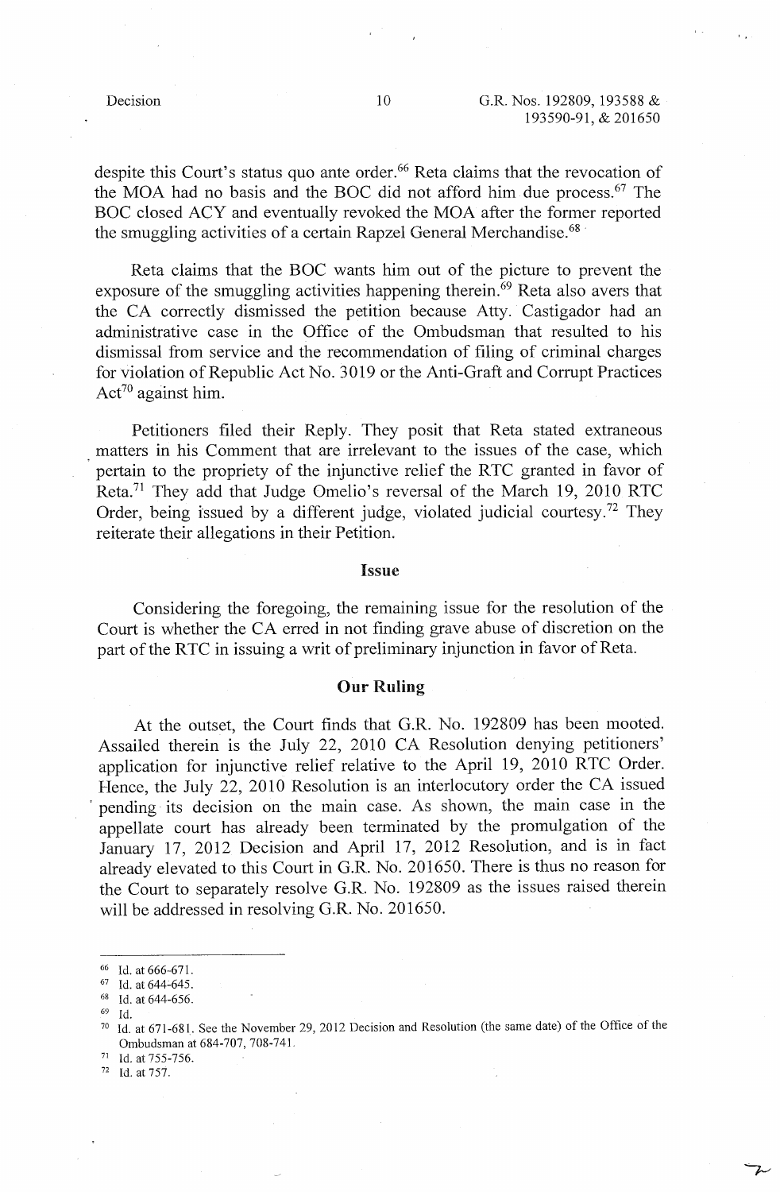despite this Court's status quo ante order.[66] Reta claims that the revocation of the MOA had no basis and the BOC did not afford him due process.[67] The BOC closed ACY and eventually revoked the MOA after the former reported the smuggling activities of a certain Rapzel General Merchandise.[68]

Reta claims that the BOC wants him out of the picture to prevent the exposure of the smuggling activities happening therein.[69] Reta also avers that the CA correctly dismissed the petition because Atty. Castigador had an administrative case in the Office of the Ombudsman that resulted to his dismissal from service and the recommendation of filing of criminal charges for violation of Republic Act No. 3019 or the Anti-Graft and Corrupt Practices Act[70] against him.

Petitioners filed their Reply. They posit that Reta stated extraneous matters in his Comment that are irrelevant to the issues of the case, which pertain to the propriety of the injunctive relief the RTC granted in favor of Reta.[71] They add that Judge Omelio's reversal of the March 19, 2010 RTC Order, being issued by a different judge, violated judicial courtesy.[72] They reiterate their allegations in their Petition.

## Issue

Considering the foregoing, the remaining issue for the resolution of the Court is whether the CA erred in not finding grave abuse of discretion on the part of the RTC in issuing a writ of preliminary injunction in favor of Reta.

## Our Ruling

At the outset, the Court finds that G.R. No. 192809 has been mooted. Assailed therein is the July 22, 2010 CA Resolution denying petitioners' application for injunctive relief relative to the April 19, 2010 RTC Order. Hence, the July 22, 2010 Resolution is an interlocutory order the CA issued pending its decision on the main case. As shown, the main case in the appellate court has already been terminated by the promulgation of the January 17, 2012 Decision and April 17, 2012 Resolution, and is in fact already elevated to this Court in G.R. No. 201650. There is thus no reason for the Court to separately resolve G.R. No. 192809 as the issues raised therein will be addressed in resolving G.R. No. 201650.

---

[66] Id. at 666-671.

[67] Id. at 644-645.

[68] Id. at 644-656.

[69] Id.

[70] Id. at 671-681. See the November 29, 2012 Decision and Resolution (the same date) of the Office of the Ombudsman at 684-707, 708-741.

[71] Id. at 755-756.

[72] Id. at 757.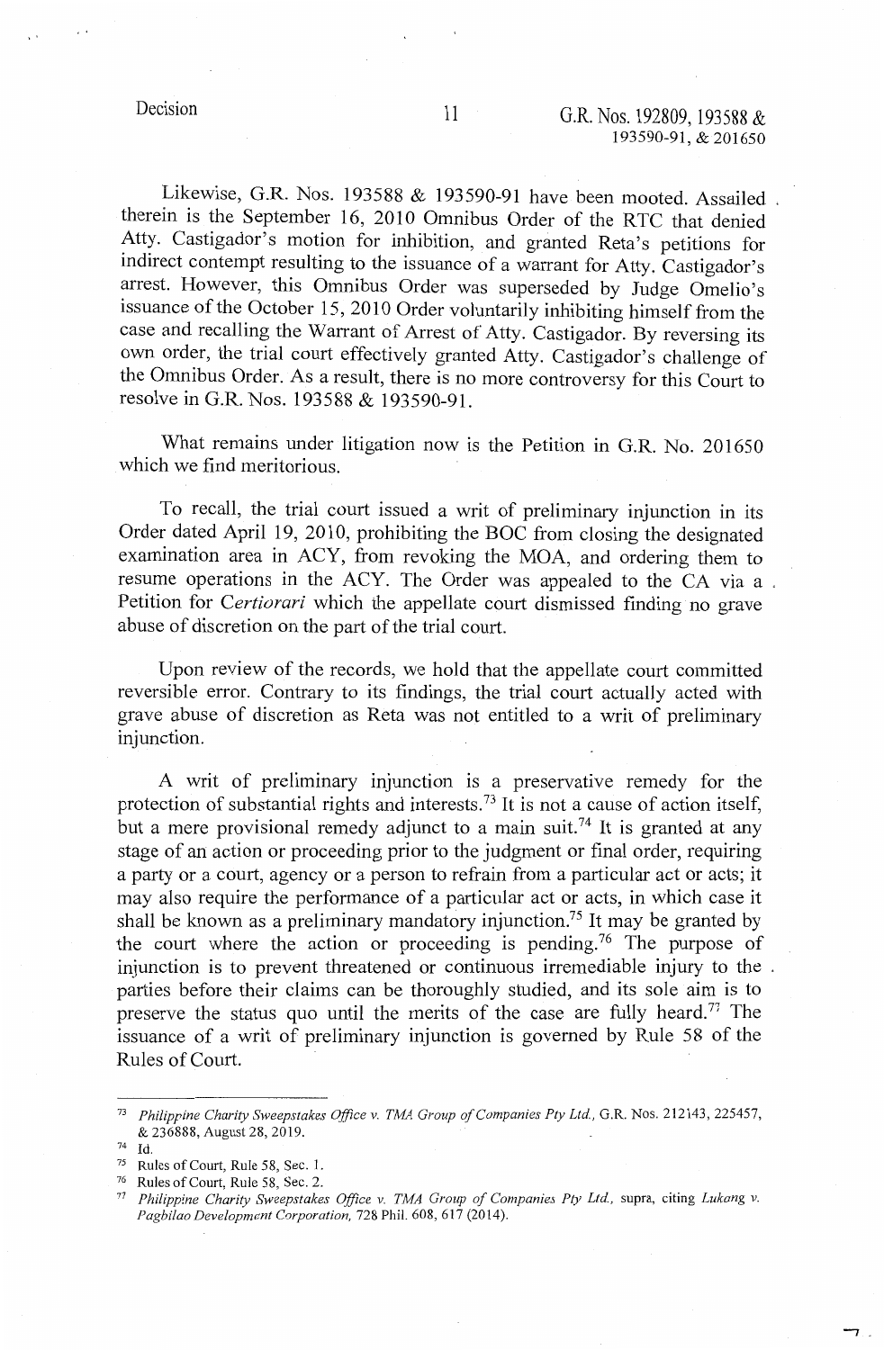Likewise, G.R. Nos. 193588 & 193590-91 have been mooted. Assailed therein is the September 16, 2010 Omnibus Order of the RTC that denied Atty. Castigador's motion for inhibition, and granted Reta's petitions for indirect contempt resulting to the issuance of a warrant for Atty. Castigador's arrest. However, this Omnibus Order was superseded by Judge Omelio's issuance of the October 15, 2010 Order voluntarily inhibiting himself from the case and recalling the Warrant of Arrest of Atty. Castigador. By reversing its own order, the trial court effectively granted Atty. Castigador's challenge of the Omnibus Order. As a result, there is no more controversy for this Court to resolve in G.R. Nos. 193588 & 193590-91.

What remains under litigation now is the Petition in G.R. No. 201650 which we find meritorious.

To recall, the trial court issued a writ of preliminary injunction in its Order dated April 19, 2010, prohibiting the BOC from closing the designated examination area in ACY, from revoking the MOA, and ordering them to resume operations in the ACY. The Order was appealed to the CA via a Petition for *Certiorari* which the appellate court dismissed finding no grave abuse of discretion on the part of the trial court.

Upon review of the records, we hold that the appellate court committed reversible error. Contrary to its findings, the trial court actually acted with grave abuse of discretion as Reta was not entitled to a writ of preliminary injunction.

A writ of preliminary injunction is a preservative remedy for the protection of substantial rights and interests.[73] It is not a cause of action itself, but a mere provisional remedy adjunct to a main suit.[74] It is granted at any stage of an action or proceeding prior to the judgment or final order, requiring a party or a court, agency or a person to refrain from a particular act or acts; it may also require the performance of a particular act or acts, in which case it shall be known as a preliminary mandatory injunction.[75] It may be granted by the court where the action or proceeding is pending.[76] The purpose of injunction is to prevent threatened or continuous irremediable injury to the parties before their claims can be thoroughly studied, and its sole aim is to preserve the status quo until the merits of the case are fully heard.[77] The issuance of a writ of preliminary injunction is governed by Rule 58 of the Rules of Court.

---

[73] *Philippine Charity Sweepstakes Office v. TMA Group of Companies Pty Ltd.*, G.R. Nos. 212143, 225457, & 236888, August 28, 2019.

[74] Id.

[75] Rules of Court, Rule 58, Sec. 1.

[76] Rules of Court, Rule 58, Sec. 2.

[77] *Philippine Charity Sweepstakes Office v. TMA Group of Companies Pty Ltd.*, supra, citing *Lukang v. Pagbilao Development Corporation*, 728 Phil. 608, 617 (2014).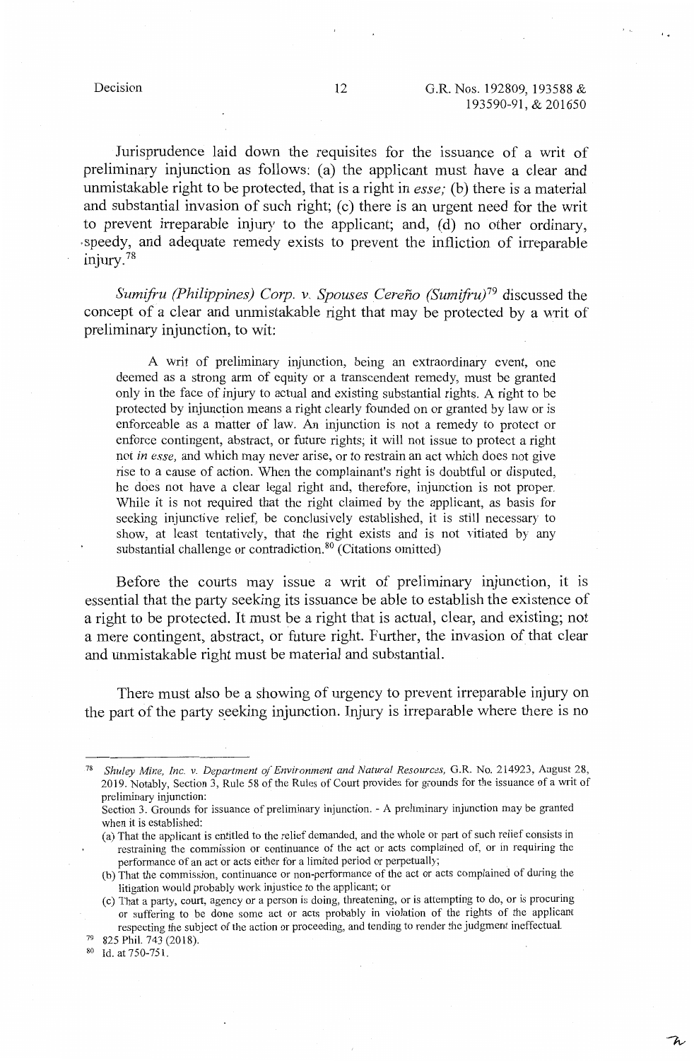Jurisprudence laid down the requisites for the issuance of a writ of preliminary injunction as follows: (a) the applicant must have a clear and unmistakable right to be protected, that is a right in *esse;* (b) there is a material and substantial invasion of such right; (c) there is an urgent need for the writ to prevent irreparable injury to the applicant; and, (d) no other ordinary, speedy, and adequate remedy exists to prevent the infliction of irreparable injury.[78]

*Sumifru (Philippines) Corp. v. Spouses Cereño (Sumifru)*[79] discussed the concept of a clear and unmistakable right that may be protected by a writ of preliminary injunction, to wit:

> A writ of preliminary injunction, being an extraordinary event, one deemed as a strong arm of equity or a transcendent remedy, must be granted only in the face of injury to actual and existing substantial rights. A right to be protected by injunction means a right clearly founded on or granted by law or is enforceable as a matter of law. An injunction is not a remedy to protect or enforce contingent, abstract, or future rights; it will not issue to protect a right not *in esse,* and which may never arise, or to restrain an act which does not give rise to a cause of action. When the complainant's right is doubtful or disputed, he does not have a clear legal right and, therefore, injunction is not proper. While it is not required that the right claimed by the applicant, as basis for seeking injunctive relief, be conclusively established, it is still necessary to show, at least tentatively, that the right exists and is not vitiated by any substantial challenge or contradiction.[80] (Citations omitted)

Before the courts may issue a writ of preliminary injunction, it is essential that the party seeking its issuance be able to establish the existence of a right to be protected. It must be a right that is actual, clear, and existing; not a mere contingent, abstract, or future right. Further, the invasion of that clear and unmistakable right must be material and substantial.

There must also be a showing of urgency to prevent irreparable injury on the part of the party seeking injunction. Injury is irreparable where there is no

---

[78] *Shuley Mine, Inc. v. Department of Environment and Natural Resources,* G.R. No. 214923, August 28, 2019. Notably, Section 3, Rule 58 of the Rules of Court provides for grounds for the issuance of a writ of preliminary injunction:

Section 3. Grounds for issuance of preliminary injunction. - A preliminary injunction may be granted when it is established:

(a) That the applicant is entitled to the relief demanded, and the whole or part of such relief consists in restraining the commission or continuance of the act or acts complained of, or in requiring the performance of an act or acts either for a limited period or perpetually;

(b) That the commission, continuance or non-performance of the act or acts complained of during the litigation would probably work injustice to the applicant; or

(c) That a party, court, agency or a person is doing, threatening, or is attempting to do, or is procuring or suffering to be done some act or acts probably in violation of the rights of the applicant respecting the subject of the action or proceeding, and tending to render the judgment ineffectual.

[79] 825 Phil. 743 (2018).

[80] Id. at 750-751.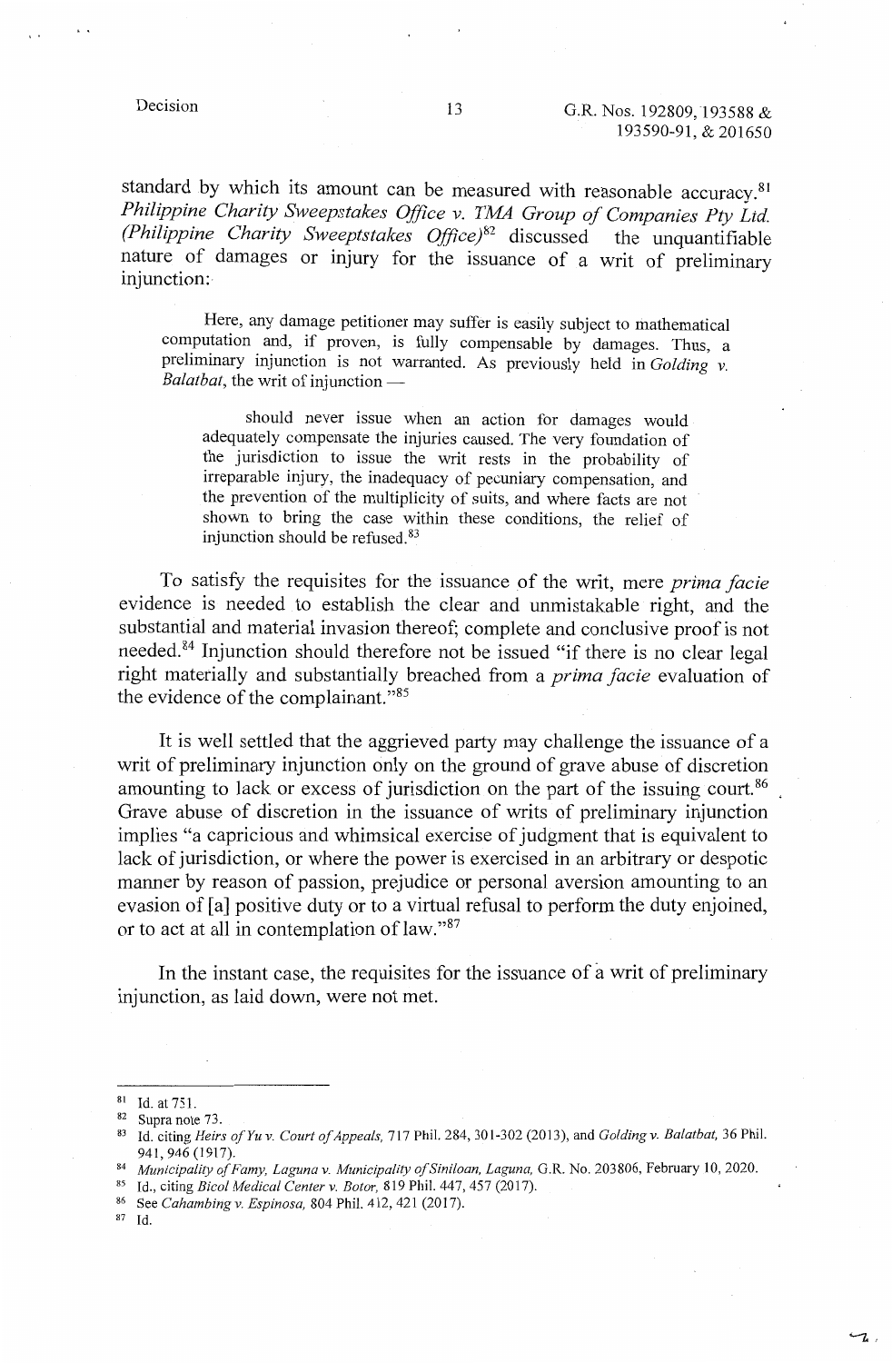standard by which its amount can be measured with reasonable accuracy.[81] *Philippine Charity Sweepstakes Office v. TMA Group of Companies Pty Ltd. (Philippine Charity Sweeptstakes Office)*[82] discussed the unquantifiable nature of damages or injury for the issuance of a writ of preliminary injunction:

> Here, any damage petitioner may suffer is easily subject to mathematical computation and, if proven, is fully compensable by damages. Thus, a preliminary injunction is not warranted. As previously held in *Golding v. Balatbat*, the writ of injunction —
>
> > should never issue when an action for damages would adequately compensate the injuries caused. The very foundation of the jurisdiction to issue the writ rests in the probability of irreparable injury, the inadequacy of pecuniary compensation, and the prevention of the multiplicity of suits, and where facts are not shown to bring the case within these conditions, the relief of injunction should be refused.[83]

To satisfy the requisites for the issuance of the writ, mere *prima facie* evidence is needed to establish the clear and unmistakable right, and the substantial and material invasion thereof; complete and conclusive proof is not needed.[84] Injunction should therefore not be issued "if there is no clear legal right materially and substantially breached from a *prima facie* evaluation of the evidence of the complainant."[85]

It is well settled that the aggrieved party may challenge the issuance of a writ of preliminary injunction only on the ground of grave abuse of discretion amounting to lack or excess of jurisdiction on the part of the issuing court.[86] Grave abuse of discretion in the issuance of writs of preliminary injunction implies "a capricious and whimsical exercise of judgment that is equivalent to lack of jurisdiction, or where the power is exercised in an arbitrary or despotic manner by reason of passion, prejudice or personal aversion amounting to an evasion of [a] positive duty or to a virtual refusal to perform the duty enjoined, or to act at all in contemplation of law."[87]

In the instant case, the requisites for the issuance of a writ of preliminary injunction, as laid down, were not met.

---

[81] Id. at 751.

[82] Supra note 73.

[83] Id. citing *Heirs of Yu v. Court of Appeals*, 717 Phil. 284, 301-302 (2013), and *Golding v. Balatbat*, 36 Phil. 941, 946 (1917).

[84] *Municipality of Famy, Laguna v. Municipality of Siniloan, Laguna*, G.R. No. 203806, February 10, 2020.

[85] Id., citing *Bicol Medical Center v. Botor*, 819 Phil. 447, 457 (2017).

[86] See *Cahambing v. Espinosa*, 804 Phil. 412, 421 (2017).

[87] Id.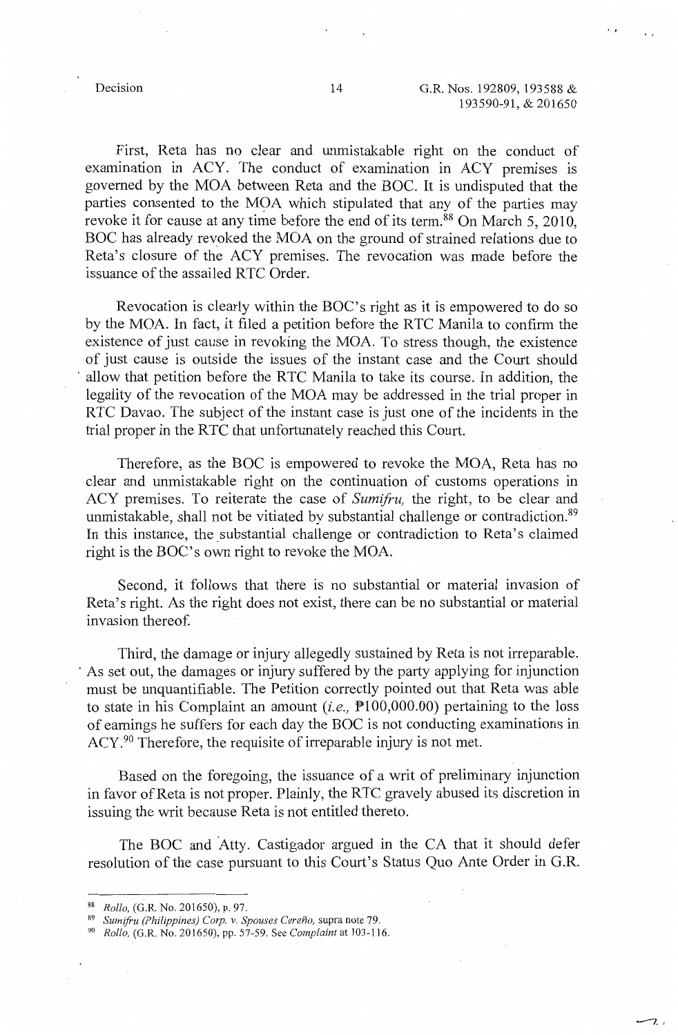First, Reta has no clear and unmistakable right on the conduct of examination in ACY. The conduct of examination in ACY premises is governed by the MOA between Reta and the BOC. It is undisputed that the parties consented to the MOA which stipulated that any of the parties may revoke it for cause at any time before the end of its term.[88] On March 5, 2010, BOC has already revoked the MOA on the ground of strained relations due to Reta's closure of the ACY premises. The revocation was made before the issuance of the assailed RTC Order.

Revocation is clearly within the BOC's right as it is empowered to do so by the MOA. In fact, it filed a petition before the RTC Manila to confirm the existence of just cause in revoking the MOA. To stress though, the existence of just cause is outside the issues of the instant case and the Court should allow that petition before the RTC Manila to take its course. In addition, the legality of the revocation of the MOA may be addressed in the trial proper in RTC Davao. The subject of the instant case is just one of the incidents in the trial proper in the RTC that unfortunately reached this Court.

Therefore, as the BOC is empowered to revoke the MOA, Reta has no clear and unmistakable right on the continuation of customs operations in ACY premises. To reiterate the case of *Sumifru,* the right, to be clear and unmistakable, shall not be vitiated by substantial challenge or contradiction.[89] In this instance, the substantial challenge or contradiction to Reta's claimed right is the BOC's own right to revoke the MOA.

Second, it follows that there is no substantial or material invasion of Reta's right. As the right does not exist, there can be no substantial or material invasion thereof.

Third, the damage or injury allegedly sustained by Reta is not irreparable. As set out, the damages or injury suffered by the party applying for injunction must be unquantifiable. The Petition correctly pointed out that Reta was able to state in his Complaint an amount (*i.e.,* ₱100,000.00) pertaining to the loss of earnings he suffers for each day the BOC is not conducting examinations in ACY.[90] Therefore, the requisite of irreparable injury is not met.

Based on the foregoing, the issuance of a writ of preliminary injunction in favor of Reta is not proper. Plainly, the RTC gravely abused its discretion in issuing the writ because Reta is not entitled thereto.

The BOC and Atty. Castigador argued in the CA that it should defer resolution of the case pursuant to this Court's Status Quo Ante Order in G.R.

---

[88] *Rollo,* (G.R. No. 201650), p. 97.

[89] *Sumifru (Philippines) Corp. v. Spouses Cereño,* supra note 79.

[90] *Rollo,* (G.R. No. 201650), pp. 57-59. See *Complaint* at 103-116.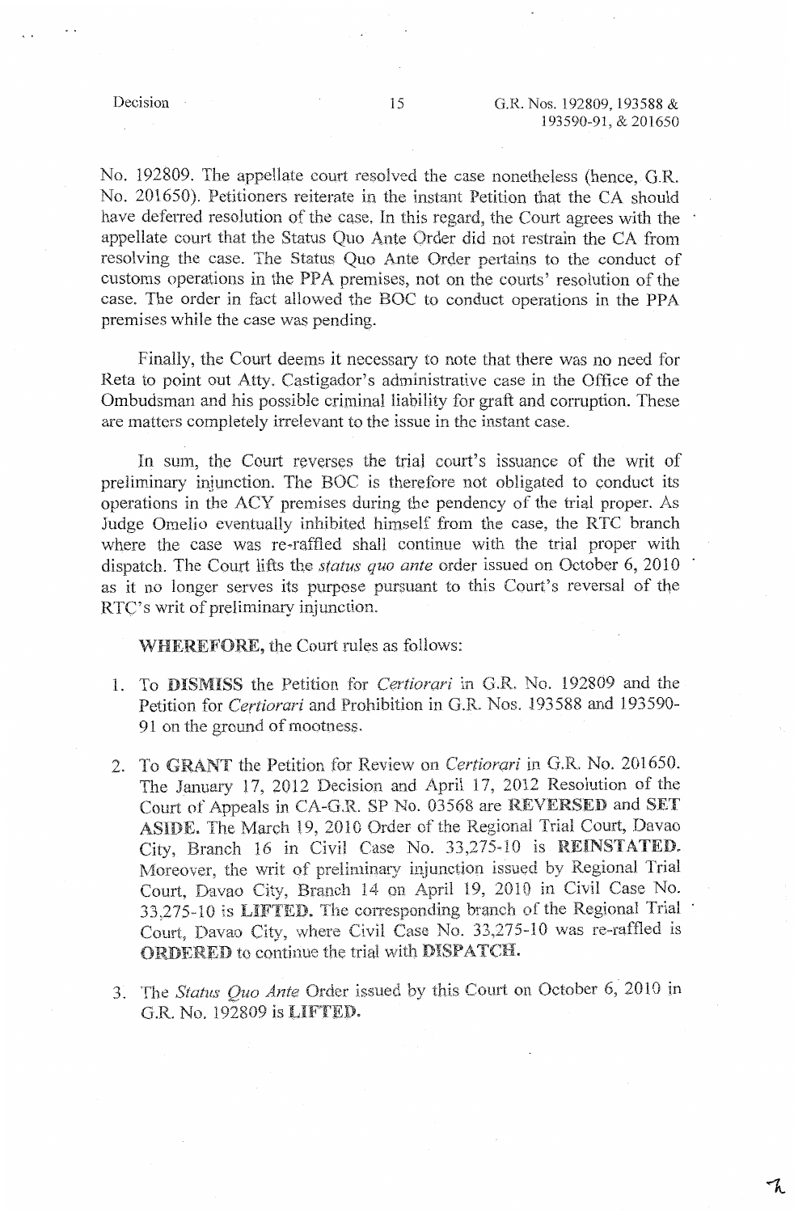No. 192809. The appellate court resolved the case nonetheless (hence, G.R. No. 201650). Petitioners reiterate in the instant Petition that the CA should have deferred resolution of the case. In this regard, the Court agrees with the appellate court that the Status Quo Ante Order did not restrain the CA from resolving the case. The Status Quo Ante Order pertains to the conduct of customs operations in the PPA premises, not on the courts' resolution of the case. The order in fact allowed the BOC to conduct operations in the PPA premises while the case was pending.

Finally, the Court deems it necessary to note that there was no need for Reta to point out Atty. Castigador's administrative case in the Office of the Ombudsman and his possible criminal liability for graft and corruption. These are matters completely irrelevant to the issue in the instant case.

In sum, the Court reverses the trial court's issuance of the writ of preliminary injunction. The BOC is therefore not obligated to conduct its operations in the ACY premises during the pendency of the trial proper. As Judge Omelio eventually inhibited himself from the case, the RTC branch where the case was re-raffled shall continue with the trial proper with dispatch. The Court lifts the *status quo ante* order issued on October 6, 2010 as it no longer serves its purpose pursuant to this Court's reversal of the RTC's writ of preliminary injunction.

**WHEREFORE,** the Court rules as follows:

1. To **DISMISS** the Petition for *Certiorari* in G.R. No. 192809 and the Petition for *Certiorari* and Prohibition in G.R. Nos. 193588 and 193590-91 on the ground of mootness.

2. To **GRANT** the Petition for Review on *Certiorari* in G.R. No. 201650. The January 17, 2012 Decision and April 17, 2012 Resolution of the Court of Appeals in CA-G.R. SP No. 03568 are **REVERSED** and **SET ASIDE.** The March 19, 2010 Order of the Regional Trial Court, Davao City, Branch 16 in Civil Case No. 33,275-10 is **REINSTATED.** Moreover, the writ of preliminary injunction issued by Regional Trial Court, Davao City, Branch 14 on April 19, 2010 in Civil Case No. 33,275-10 is **LIFTED.** The corresponding branch of the Regional Trial Court, Davao City, where Civil Case No. 33,275-10 was re-raffled is **ORDERED** to continue the trial with **DISPATCH.**

3. The *Status Quo Ante* Order issued by this Court on October 6, 2010 in G.R. No. 192809 is **LIFTED.**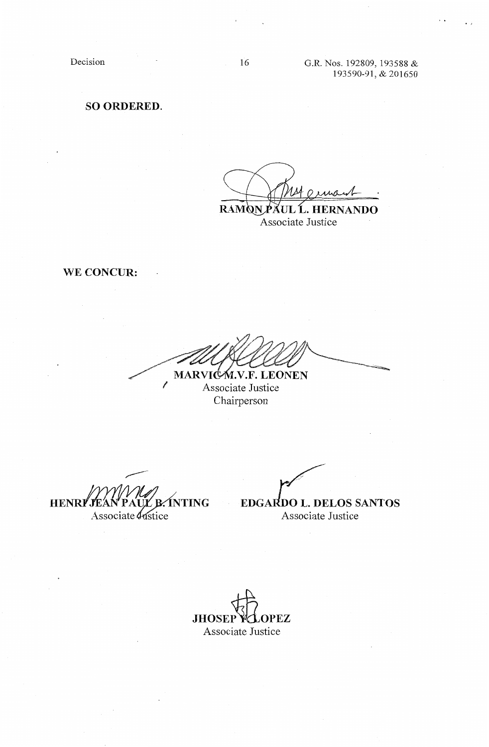**SO ORDERED.**

RAMON PAUL L. HERNANDO
Associate Justice

**WE CONCUR:**

MARVIC M.V.F. LEONEN
Associate Justice
Chairperson

HENRI JEAN PAUL B. INTING
Associate Justice

EDGARDO L. DELOS SANTOS
Associate Justice

JHOSEP Y. LOPEZ
Associate Justice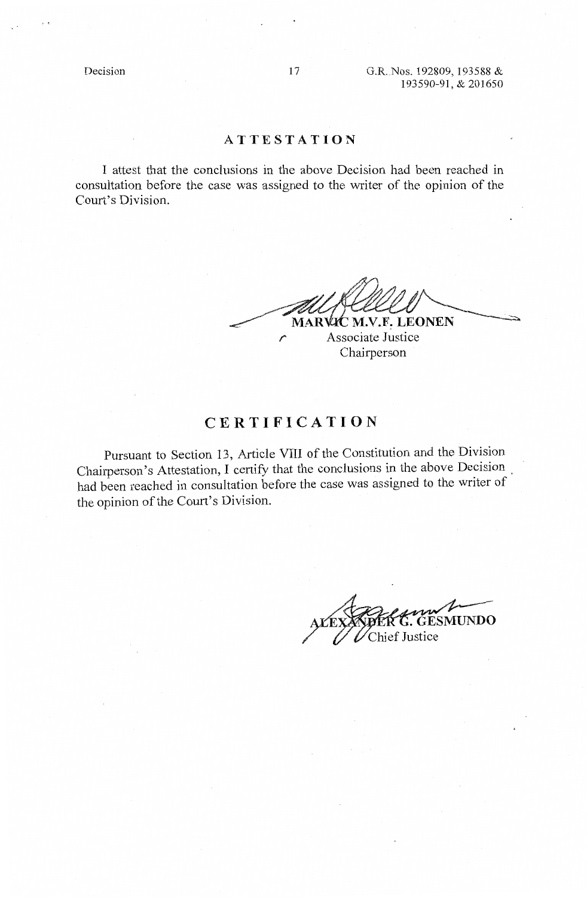## ATTESTATION

I attest that the conclusions in the above Decision had been reached in consultation before the case was assigned to the writer of the opinion of the Court's Division.

**MARVIC M.V.F. LEONEN**
Associate Justice
Chairperson

## CERTIFICATION

Pursuant to Section 13, Article VIII of the Constitution and the Division Chairperson's Attestation, I certify that the conclusions in the above Decision had been reached in consultation before the case was assigned to the writer of the opinion of the Court's Division.

**ALEXANDER G. GESMUNDO**
Chief Justice